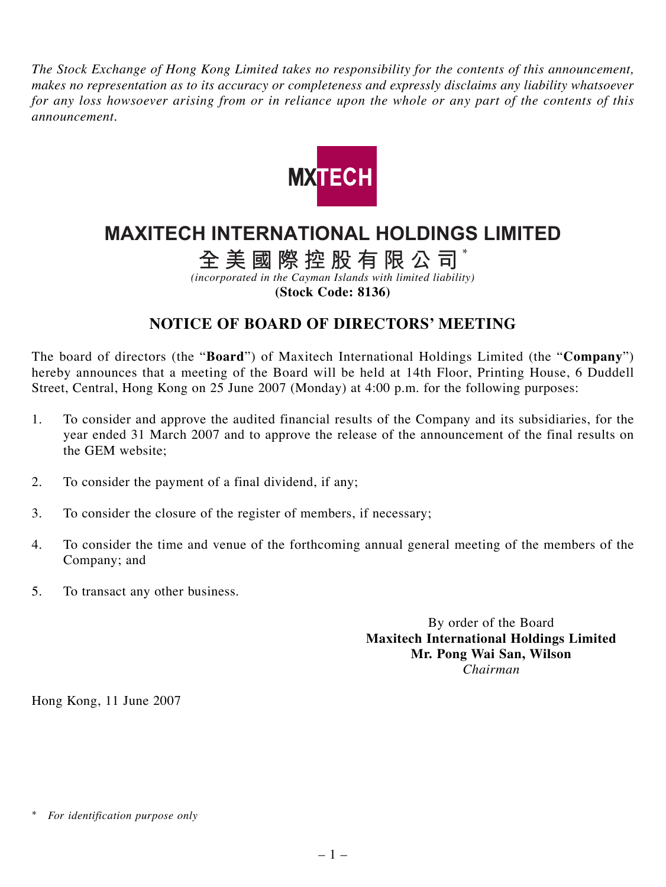*The Stock Exchange of Hong Kong Limited takes no responsibility for the contents of this announcement, makes no representation as to its accuracy or completeness and expressly disclaims any liability whatsoever for any loss howsoever arising from or in reliance upon the whole or any part of the contents of this announcement.*

MXTECH

# MAXITECH INTERNATIONAL HOLDINGS LIMITED

# 全美國際控股有限公司*

*(incorporated in the Cayman Islands with limited liability)*

**(Stock Code: 8136)**

## NOTICE OF BOARD OF DIRECTORS' MEETING

The board of directors (the "**Board**") of Maxitech International Holdings Limited (the "**Company**") hereby announces that a meeting of the Board will be held at 14th Floor, Printing House, 6 Duddell Street, Central, Hong Kong on 25 June 2007 (Monday) at 4:00 p.m. for the following purposes:

1. To consider and approve the audited financial results of the Company and its subsidiaries, for the year ended 31 March 2007 and to approve the release of the announcement of the final results on the GEM website;
2. To consider the payment of a final dividend, if any;
3. To consider the closure of the register of members, if necessary;
4. To consider the time and venue of the forthcoming annual general meeting of the members of the Company; and
5. To transact any other business.

By order of the Board
**Maxitech International Holdings Limited**
**Mr. Pong Wai San, Wilson**
*Chairman*

Hong Kong, 11 June 2007

\* *For identification purpose only*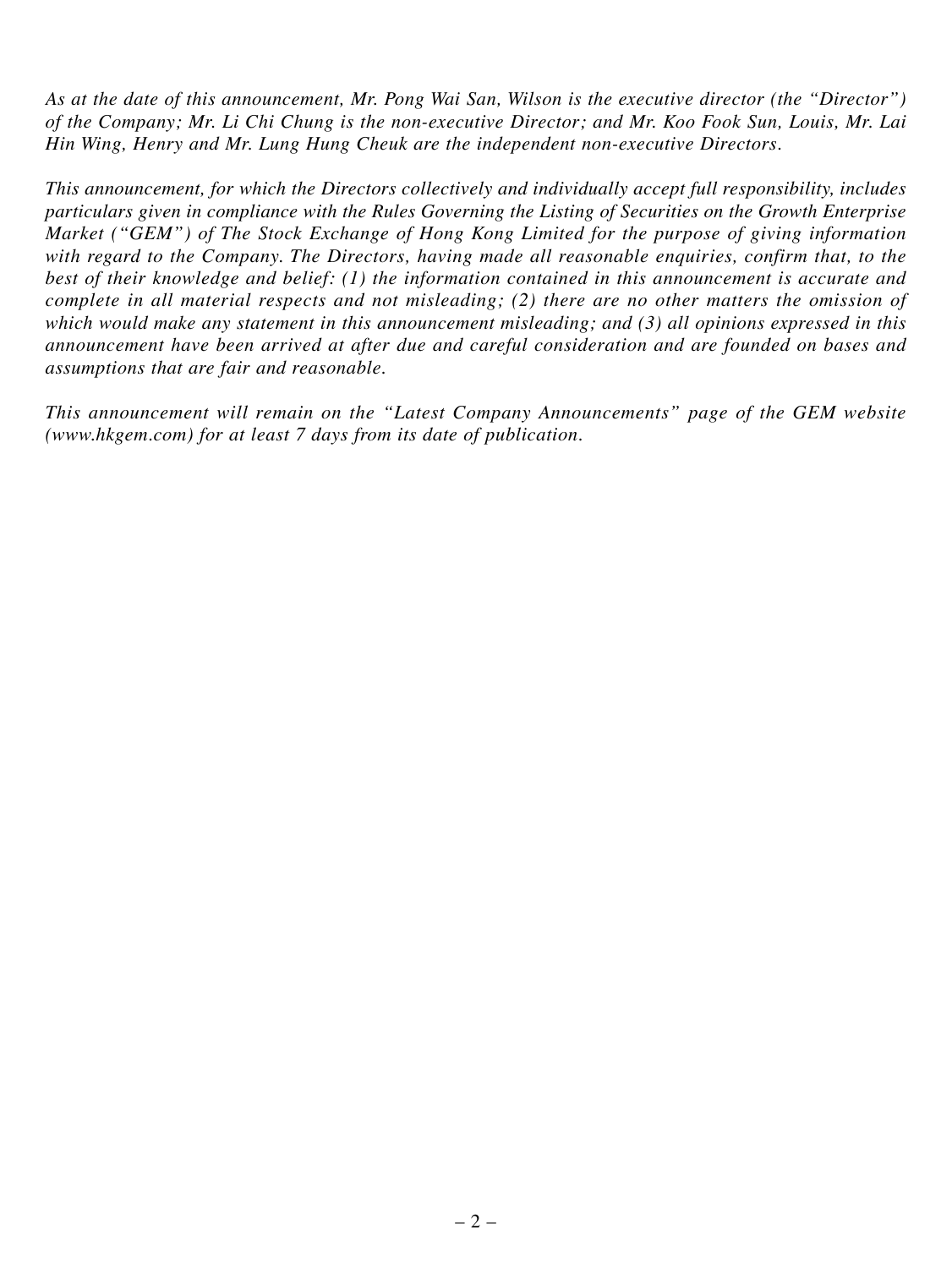*As at the date of this announcement, Mr. Pong Wai San, Wilson is the executive director (the "Director") of the Company; Mr. Li Chi Chung is the non-executive Director; and Mr. Koo Fook Sun, Louis, Mr. Lai Hin Wing, Henry and Mr. Lung Hung Cheuk are the independent non-executive Directors.*

*This announcement, for which the Directors collectively and individually accept full responsibility, includes particulars given in compliance with the Rules Governing the Listing of Securities on the Growth Enterprise Market ("GEM") of The Stock Exchange of Hong Kong Limited for the purpose of giving information with regard to the Company. The Directors, having made all reasonable enquiries, confirm that, to the best of their knowledge and belief: (1) the information contained in this announcement is accurate and complete in all material respects and not misleading; (2) there are no other matters the omission of which would make any statement in this announcement misleading; and (3) all opinions expressed in this announcement have been arrived at after due and careful consideration and are founded on bases and assumptions that are fair and reasonable.*

*This announcement will remain on the "Latest Company Announcements" page of the GEM website (www.hkgem.com) for at least 7 days from its date of publication.*